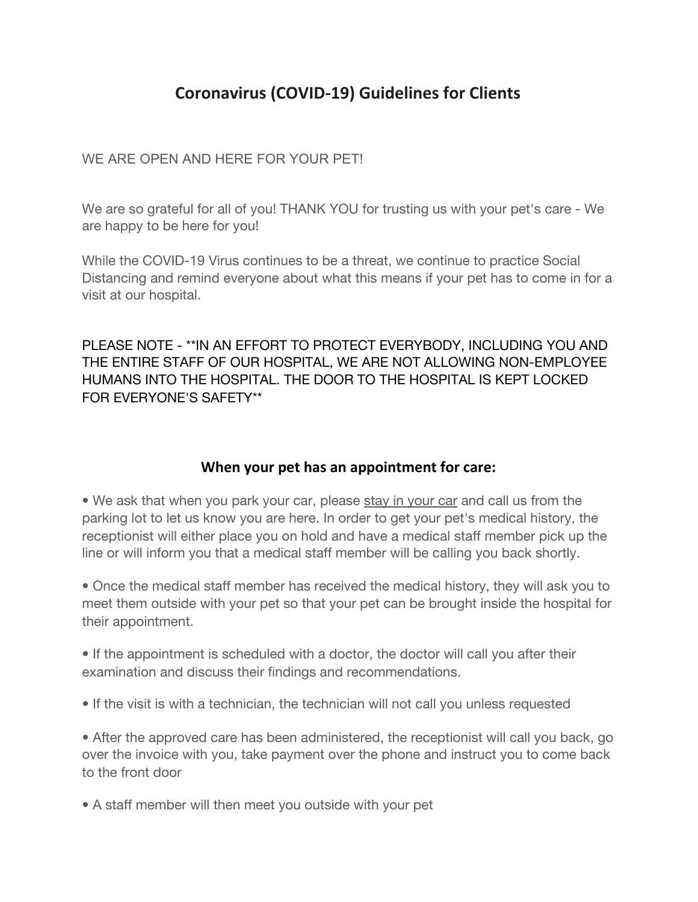# Coronavirus (COVID-19) Guidelines for Clients

WE ARE OPEN AND HERE FOR YOUR PET!

We are so grateful for all of you! THANK YOU for trusting us with your pet's care - We are happy to be here for you!

While the COVID-19 Virus continues to be a threat, we continue to practice Social Distancing and remind everyone about what this means if your pet has to come in for a visit at our hospital.

PLEASE NOTE - **IN AN EFFORT TO PROTECT EVERYBODY, INCLUDING YOU AND THE ENTIRE STAFF OF OUR HOSPITAL, WE ARE NOT ALLOWING NON-EMPLOYEE HUMANS INTO THE HOSPITAL. THE DOOR TO THE HOSPITAL IS KEPT LOCKED FOR EVERYONE'S SAFETY**

## When your pet has an appointment for care:

- We ask that when you park your car, please stay in your car and call us from the parking lot to let us know you are here. In order to get your pet's medical history, the receptionist will either place you on hold and have a medical staff member pick up the line or will inform you that a medical staff member will be calling you back shortly.
- Once the medical staff member has received the medical history, they will ask you to meet them outside with your pet so that your pet can be brought inside the hospital for their appointment.
- If the appointment is scheduled with a doctor, the doctor will call you after their examination and discuss their findings and recommendations.
- If the visit is with a technician, the technician will not call you unless requested
- After the approved care has been administered, the receptionist will call you back, go over the invoice with you, take payment over the phone and instruct you to come back to the front door
- A staff member will then meet you outside with your pet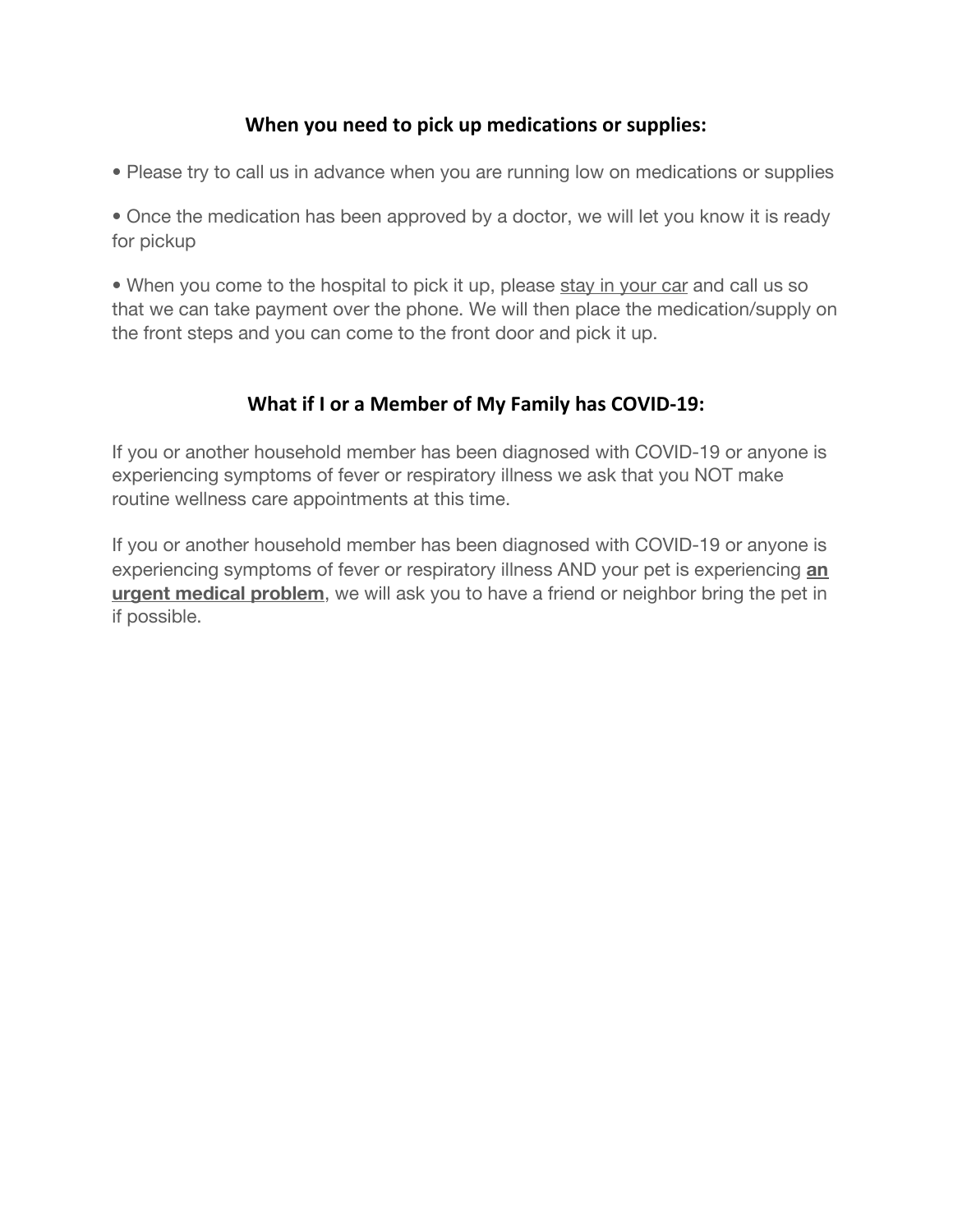## When you need to pick up medications or supplies:

- Please try to call us in advance when you are running low on medications or supplies
- Once the medication has been approved by a doctor, we will let you know it is ready for pickup
- When you come to the hospital to pick it up, please stay in your car and call us so that we can take payment over the phone. We will then place the medication/supply on the front steps and you can come to the front door and pick it up.

## What if I or a Member of My Family has COVID-19:

If you or another household member has been diagnosed with COVID-19 or anyone is experiencing symptoms of fever or respiratory illness we ask that you NOT make routine wellness care appointments at this time.

If you or another household member has been diagnosed with COVID-19 or anyone is experiencing symptoms of fever or respiratory illness AND your pet is experiencing **an urgent medical problem**, we will ask you to have a friend or neighbor bring the pet in if possible.